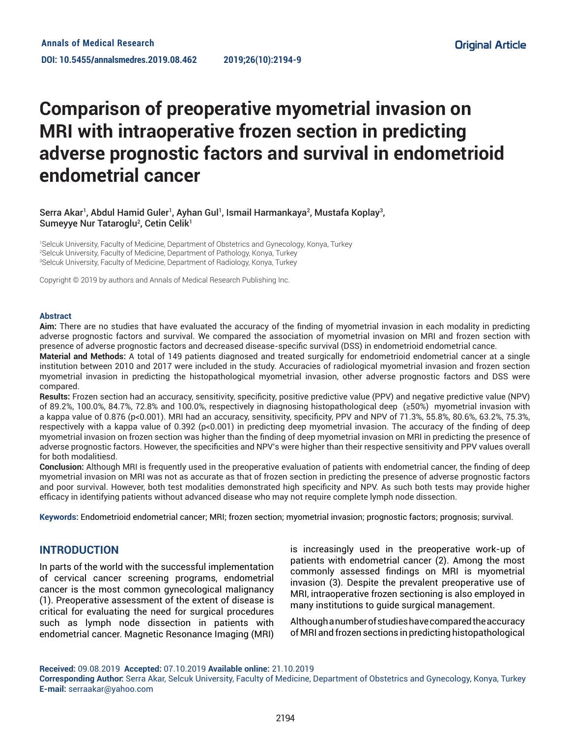Annals of Medical Research

DOI: 10.5455/annalsmedres.2019.08.462

2019;26(10):2194-9

Original Article

# Comparison of preoperative myometrial invasion on MRI with intraoperative frozen section in predicting adverse prognostic factors and survival in endometrioid endometrial cancer

Serra Akar[1], Abdul Hamid Guler[1], Ayhan Gul[1], Ismail Harmankaya[2], Mustafa Koplay[3], Sumeyye Nur Tataroglu[2], Cetin Celik[1]

[1]Selcuk University, Faculty of Medicine, Department of Obstetrics and Gynecology, Konya, Turkey
[2]Selcuk University, Faculty of Medicine, Department of Pathology, Konya, Turkey
[3]Selcuk University, Faculty of Medicine, Department of Radiology, Konya, Turkey

Copyright © 2019 by authors and Annals of Medical Research Publishing Inc.

## Abstract

**Aim:** There are no studies that have evaluated the accuracy of the finding of myometrial invasion in each modality in predicting adverse prognostic factors and survival. We compared the association of myometrial invasion on MRI and frozen section with presence of adverse prognostic factors and decreased disease-specific survival (DSS) in endometrioid endometrial cance.

**Material and Methods:** A total of 149 patients diagnosed and treated surgically for endometrioid endometrial cancer at a single institution between 2010 and 2017 were included in the study. Accuracies of radiological myometrial invasion and frozen section myometrial invasion in predicting the histopathological myometrial invasion, other adverse prognostic factors and DSS were compared.

**Results:** Frozen section had an accuracy, sensitivity, specificity, positive predictive value (PPV) and negative predictive value (NPV) of 89.2%, 100.0%, 84.7%, 72.8% and 100.0%, respectively in diagnosing histopathological deep (≥50%) myometrial invasion with a kappa value of 0.876 ($p<0.001$). MRI had an accuracy, sensitivity, specificity, PPV and NPV of 71.3%, 55.8%, 80.6%, 63.2%, 75.3%, respectively with a kappa value of 0.392 ($p<0.001$) in predicting deep myometrial invasion. The accuracy of the finding of deep myometrial invasion on frozen section was higher than the finding of deep myometrial invasion on MRI in predicting the presence of adverse prognostic factors. However, the specificities and NPV's were higher than their respective sensitivity and PPV values overall for both modalitiesd.

**Conclusion:** Although MRI is frequently used in the preoperative evaluation of patients with endometrial cancer, the finding of deep myometrial invasion on MRI was not as accurate as that of frozen section in predicting the presence of adverse prognostic factors and poor survival. However, both test modalities demonstrated high specificity and NPV. As such both tests may provide higher efficacy in identifying patients without advanced disease who may not require complete lymph node dissection.

**Keywords:** Endometrioid endometrial cancer; MRI; frozen section; myometrial invasion; prognostic factors; prognosis; survival.

## INTRODUCTION

In parts of the world with the successful implementation of cervical cancer screening programs, endometrial cancer is the most common gynecological malignancy (1). Preoperative assessment of the extent of disease is critical for evaluating the need for surgical procedures such as lymph node dissection in patients with endometrial cancer. Magnetic Resonance Imaging (MRI) is increasingly used in the preoperative work-up of patients with endometrial cancer (2). Among the most commonly assessed findings on MRI is myometrial invasion (3). Despite the prevalent preoperative use of MRI, intraoperative frozen sectioning is also employed in many institutions to guide surgical management.

Although a number of studies have compared the accuracy of MRI and frozen sections in predicting histopathological

**Received:** 09.08.2019 **Accepted:** 07.10.2019 **Available online:** 21.10.2019
**Corresponding Author:** Serra Akar, Selcuk University, Faculty of Medicine, Department of Obstetrics and Gynecology, Konya, Turkey
**E-mail:** serraakar@yahoo.com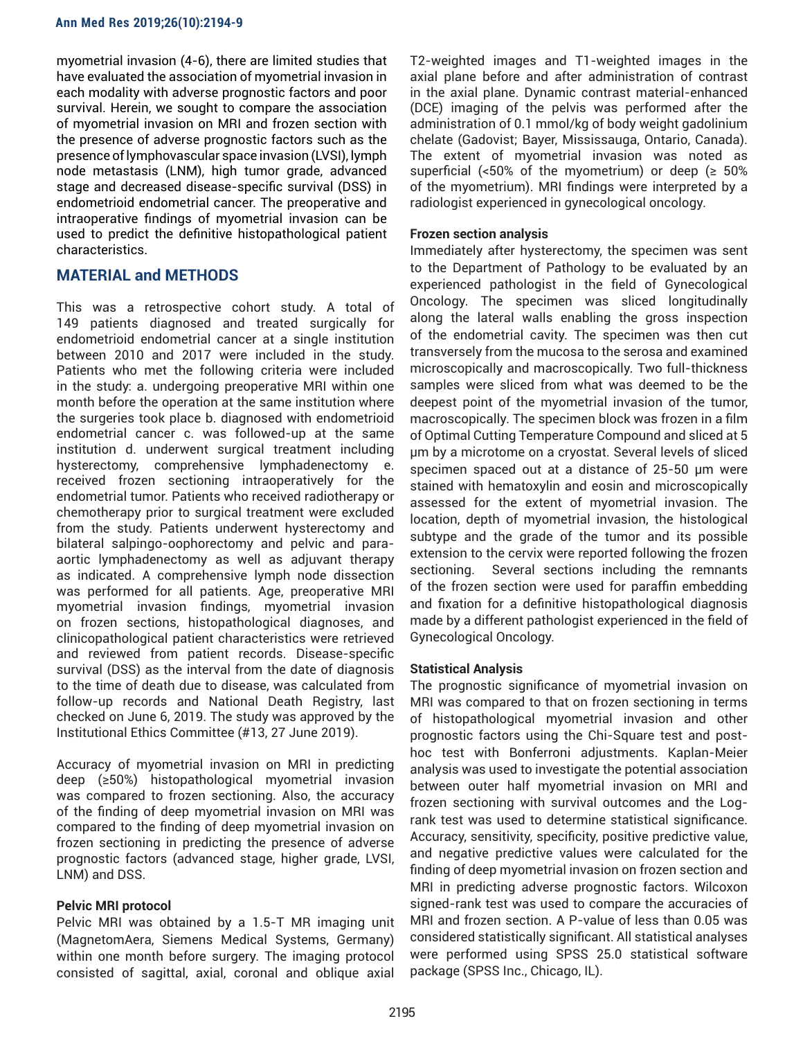myometrial invasion (4-6), there are limited studies that have evaluated the association of myometrial invasion in each modality with adverse prognostic factors and poor survival. Herein, we sought to compare the association of myometrial invasion on MRI and frozen section with the presence of adverse prognostic factors such as the presence of lymphovascular space invasion (LVSI), lymph node metastasis (LNM), high tumor grade, advanced stage and decreased disease-specific survival (DSS) in endometrioid endometrial cancer. The preoperative and intraoperative findings of myometrial invasion can be used to predict the definitive histopathological patient characteristics.

## MATERIAL and METHODS

This was a retrospective cohort study. A total of 149 patients diagnosed and treated surgically for endometrioid endometrial cancer at a single institution between 2010 and 2017 were included in the study. Patients who met the following criteria were included in the study: a. undergoing preoperative MRI within one month before the operation at the same institution where the surgeries took place b. diagnosed with endometrioid endometrial cancer c. was followed-up at the same institution d. underwent surgical treatment including hysterectomy, comprehensive lymphadenectomy e. received frozen sectioning intraoperatively for the endometrial tumor. Patients who received radiotherapy or chemotherapy prior to surgical treatment were excluded from the study. Patients underwent hysterectomy and bilateral salpingo-oophorectomy and pelvic and para-aortic lymphadenectomy as well as adjuvant therapy as indicated. A comprehensive lymph node dissection was performed for all patients. Age, preoperative MRI myometrial invasion findings, myometrial invasion on frozen sections, histopathological diagnoses, and clinicopathological patient characteristics were retrieved and reviewed from patient records. Disease-specific survival (DSS) as the interval from the date of diagnosis to the time of death due to disease, was calculated from follow-up records and National Death Registry, last checked on June 6, 2019. The study was approved by the Institutional Ethics Committee (#13, 27 June 2019).

Accuracy of myometrial invasion on MRI in predicting deep (≥50%) histopathological myometrial invasion was compared to frozen sectioning. Also, the accuracy of the finding of deep myometrial invasion on MRI was compared to the finding of deep myometrial invasion on frozen sectioning in predicting the presence of adverse prognostic factors (advanced stage, higher grade, LVSI, LNM) and DSS.

### Pelvic MRI protocol

Pelvic MRI was obtained by a 1.5-T MR imaging unit (MagnetomAera, Siemens Medical Systems, Germany) within one month before surgery. The imaging protocol consisted of sagittal, axial, coronal and oblique axial T2-weighted images and T1-weighted images in the axial plane before and after administration of contrast in the axial plane. Dynamic contrast material-enhanced (DCE) imaging of the pelvis was performed after the administration of 0.1 mmol/kg of body weight gadolinium chelate (Gadovist; Bayer, Mississauga, Ontario, Canada). The extent of myometrial invasion was noted as superficial (<50% of the myometrium) or deep (≥ 50% of the myometrium). MRI findings were interpreted by a radiologist experienced in gynecological oncology.

### Frozen section analysis

Immediately after hysterectomy, the specimen was sent to the Department of Pathology to be evaluated by an experienced pathologist in the field of Gynecological Oncology. The specimen was sliced longitudinally along the lateral walls enabling the gross inspection of the endometrial cavity. The specimen was then cut transversely from the mucosa to the serosa and examined microscopically and macroscopically. Two full-thickness samples were sliced from what was deemed to be the deepest point of the myometrial invasion of the tumor, macroscopically. The specimen block was frozen in a film of Optimal Cutting Temperature Compound and sliced at 5 µm by a microtome on a cryostat. Several levels of sliced specimen spaced out at a distance of 25-50 µm were stained with hematoxylin and eosin and microscopically assessed for the extent of myometrial invasion. The location, depth of myometrial invasion, the histological subtype and the grade of the tumor and its possible extension to the cervix were reported following the frozen sectioning. Several sections including the remnants of the frozen section were used for paraffin embedding and fixation for a definitive histopathological diagnosis made by a different pathologist experienced in the field of Gynecological Oncology.

### Statistical Analysis

The prognostic significance of myometrial invasion on MRI was compared to that on frozen sectioning in terms of histopathological myometrial invasion and other prognostic factors using the Chi-Square test and post-hoc test with Bonferroni adjustments. Kaplan-Meier analysis was used to investigate the potential association between outer half myometrial invasion on MRI and frozen sectioning with survival outcomes and the Log-rank test was used to determine statistical significance. Accuracy, sensitivity, specificity, positive predictive value, and negative predictive values were calculated for the finding of deep myometrial invasion on frozen section and MRI in predicting adverse prognostic factors. Wilcoxon signed-rank test was used to compare the accuracies of MRI and frozen section. A P-value of less than 0.05 was considered statistically significant. All statistical analyses were performed using SPSS 25.0 statistical software package (SPSS Inc., Chicago, IL).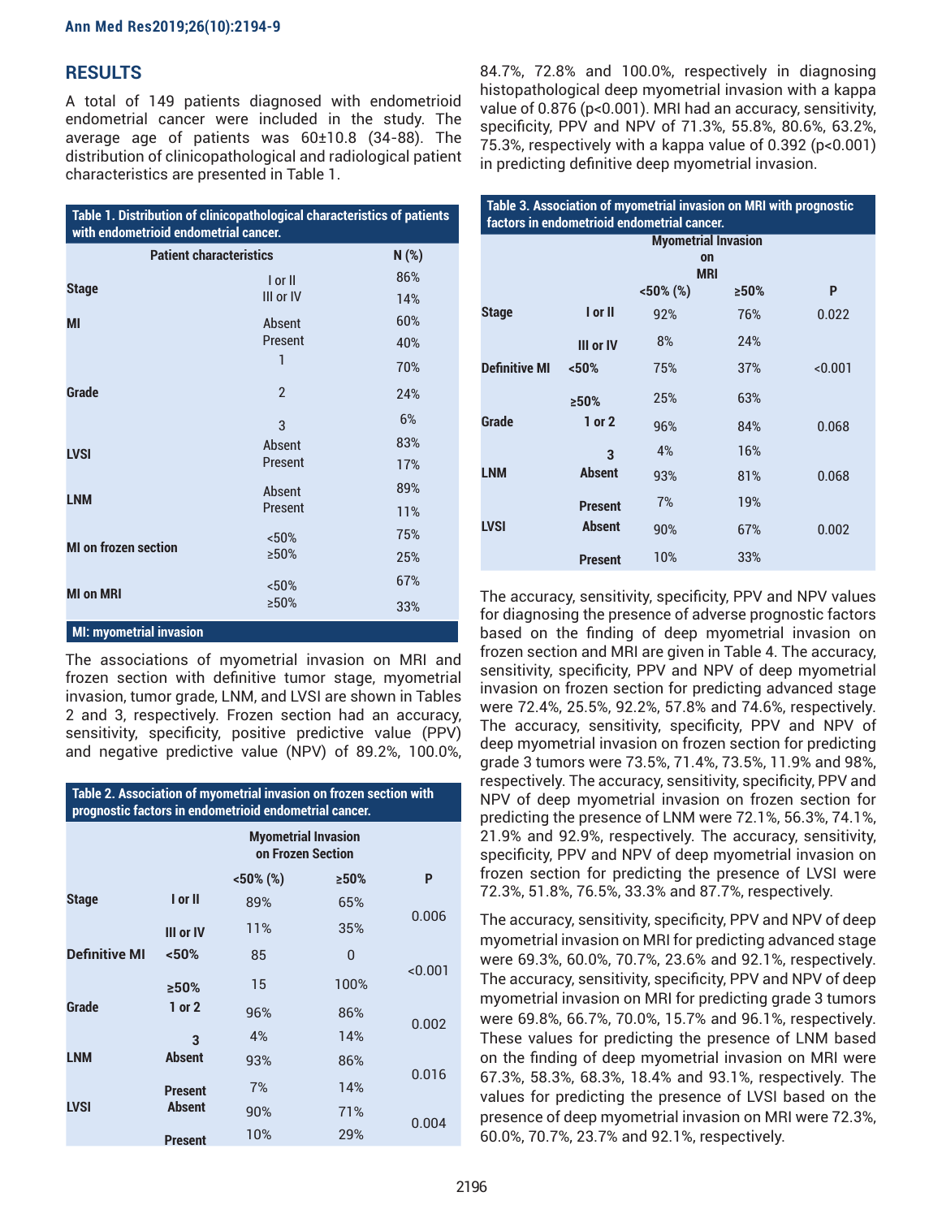## RESULTS

A total of 149 patients diagnosed with endometrioid endometrial cancer were included in the study. The average age of patients was 60±10.8 (34-88). The distribution of clinicopathological and radiological patient characteristics are presented in Table 1.

**Table 1. Distribution of clinicopathological characteristics of patients with endometrioid endometrial cancer.**

| Patient characteristics | | N (%) |
|---|---|---|
| Stage | I or II | 86% |
| | III or IV | 14% |
| MI | Absent | 60% |
| | Present | 40% |
| Grade | 1 | 70% |
| | 2 | 24% |
| | 3 | 6% |
| LVSI | Absent | 83% |
| | Present | 17% |
| LNM | Absent | 89% |
| | Present | 11% |
| MI on frozen section | <50% | 75% |
| | ≥50% | 25% |
| MI on MRI | <50% | 67% |
| | ≥50% | 33% |

MI: myometrial invasion

The associations of myometrial invasion on MRI and frozen section with definitive tumor stage, myometrial invasion, tumor grade, LNM, and LVSI are shown in Tables 2 and 3, respectively. Frozen section had an accuracy, sensitivity, specificity, positive predictive value (PPV) and negative predictive value (NPV) of 89.2%, 100.0%, 84.7%, 72.8% and 100.0%, respectively in diagnosing histopathological deep myometrial invasion with a kappa value of 0.876 (p<0.001). MRI had an accuracy, sensitivity, specificity, PPV and NPV of 71.3%, 55.8%, 80.6%, 63.2%, 75.3%, respectively with a kappa value of 0.392 (p<0.001) in predicting definitive deep myometrial invasion.

**Table 2. Association of myometrial invasion on frozen section with prognostic factors in endometrioid endometrial cancer.**

| | | Myometrial Invasion on Frozen Section | | |
|---|---|---|---|---|
| | | <50% (%) | ≥50% | P |
| Stage | I or II | 89% | 65% | 0.006 |
| | III or IV | 11% | 35% | |
| Definitive MI | <50% | 85 | 0 | <0.001 |
| | ≥50% | 15 | 100% | |
| Grade | 1 or 2 | 96% | 86% | 0.002 |
| | 3 | 4% | 14% | |
| LNM | Absent | 93% | 86% | 0.016 |
| | Present | 7% | 14% | |
| LVSI | Absent | 90% | 71% | 0.004 |
| | Present | 10% | 29% | |

**Table 3. Association of myometrial invasion on MRI with prognostic factors in endometrioid endometrial cancer.**

| | | Myometrial Invasion on MRI | | |
|---|---|---|---|---|
| | | <50% (%) | ≥50% | P |
| Stage | I or II | 92% | 76% | 0.022 |
| | III or IV | 8% | 24% | |
| Definitive MI | <50% | 75% | 37% | <0.001 |
| | ≥50% | 25% | 63% | |
| Grade | 1 or 2 | 96% | 84% | 0.068 |
| | 3 | 4% | 16% | |
| LNM | Absent | 93% | 81% | 0.068 |
| | Present | 7% | 19% | |
| LVSI | Absent | 90% | 67% | 0.002 |
| | Present | 10% | 33% | |

The accuracy, sensitivity, specificity, PPV and NPV values for diagnosing the presence of adverse prognostic factors based on the finding of deep myometrial invasion on frozen section and MRI are given in Table 4. The accuracy, sensitivity, specificity, PPV and NPV of deep myometrial invasion on frozen section for predicting advanced stage were 72.4%, 25.5%, 92.2%, 57.8% and 74.6%, respectively. The accuracy, sensitivity, specificity, PPV and NPV of deep myometrial invasion on frozen section for predicting grade 3 tumors were 73.5%, 71.4%, 73.5%, 11.9% and 98%, respectively. The accuracy, sensitivity, specificity, PPV and NPV of deep myometrial invasion on frozen section for predicting the presence of LNM were 72.1%, 56.3%, 74.1%, 21.9% and 92.9%, respectively. The accuracy, sensitivity, specificity, PPV and NPV of deep myometrial invasion on frozen section for predicting the presence of LVSI were 72.3%, 51.8%, 76.5%, 33.3% and 87.7%, respectively.

The accuracy, sensitivity, specificity, PPV and NPV of deep myometrial invasion on MRI for predicting advanced stage were 69.3%, 60.0%, 70.7%, 23.6% and 92.1%, respectively. The accuracy, sensitivity, specificity, PPV and NPV of deep myometrial invasion on MRI for predicting grade 3 tumors were 69.8%, 66.7%, 70.0%, 15.7% and 96.1%, respectively. These values for predicting the presence of LNM based on the finding of deep myometrial invasion on MRI were 67.3%, 58.3%, 68.3%, 18.4% and 93.1%, respectively. The values for predicting the presence of LVSI based on the presence of deep myometrial invasion on MRI were 72.3%, 60.0%, 70.7%, 23.7% and 92.1%, respectively.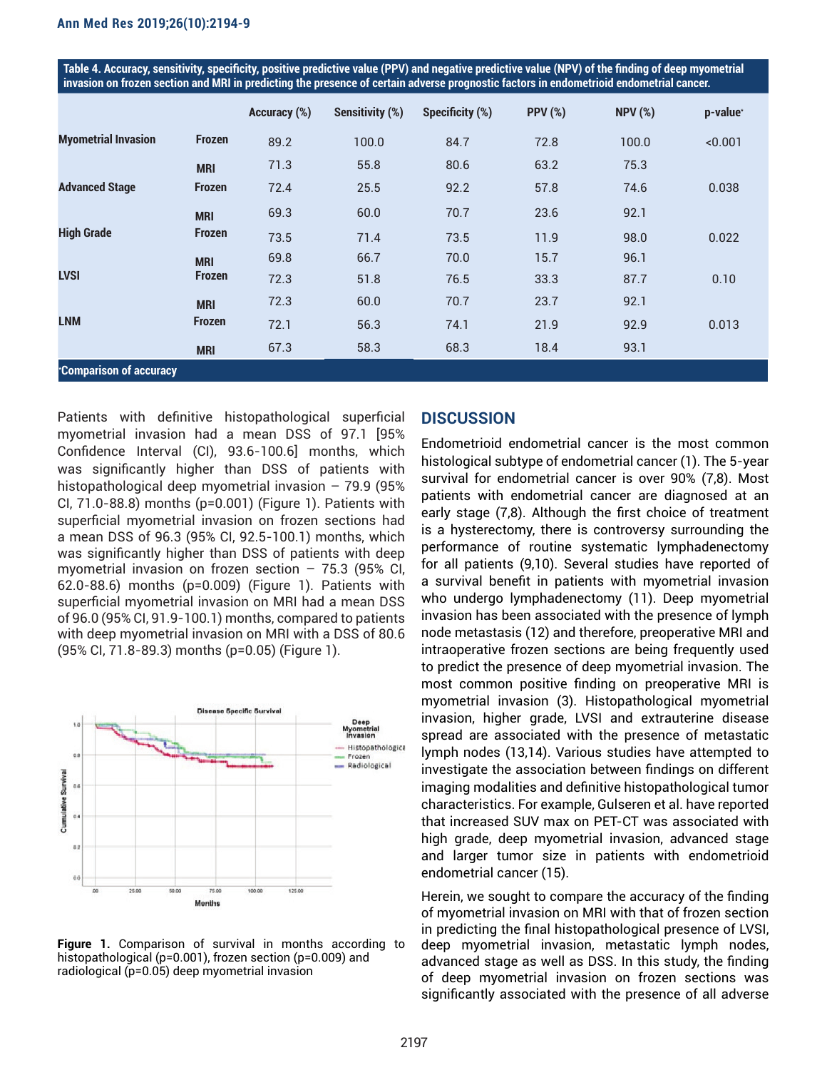**Table 4. Accuracy, sensitivity, specificity, positive predictive value (PPV) and negative predictive value (NPV) of the finding of deep myometrial invasion on frozen section and MRI in predicting the presence of certain adverse prognostic factors in endometrioid endometrial cancer.**

| | | Accuracy (%) | Sensitivity (%) | Specificity (%) | PPV (%) | NPV (%) | p-value* |
|---|---|---|---|---|---|---|---|
| Myometrial Invasion | Frozen | 89.2 | 100.0 | 84.7 | 72.8 | 100.0 | <0.001 |
| | MRI | 71.3 | 55.8 | 80.6 | 63.2 | 75.3 | |
| Advanced Stage | Frozen | 72.4 | 25.5 | 92.2 | 57.8 | 74.6 | 0.038 |
| | MRI | 69.3 | 60.0 | 70.7 | 23.6 | 92.1 | |
| High Grade | Frozen | 73.5 | 71.4 | 73.5 | 11.9 | 98.0 | 0.022 |
| | MRI | 69.8 | 66.7 | 70.0 | 15.7 | 96.1 | |
| LVSI | Frozen | 72.3 | 51.8 | 76.5 | 33.3 | 87.7 | 0.10 |
| | MRI | 72.3 | 60.0 | 70.7 | 23.7 | 92.1 | |
| LNM | Frozen | 72.1 | 56.3 | 74.1 | 21.9 | 92.9 | 0.013 |
| | MRI | 67.3 | 58.3 | 68.3 | 18.4 | 93.1 | |

*Comparison of accuracy

Patients with definitive histopathological superficial myometrial invasion had a mean DSS of 97.1 [95% Confidence Interval (CI), 93.6-100.6] months, which was significantly higher than DSS of patients with histopathological deep myometrial invasion – 79.9 (95% CI, 71.0-88.8) months (p=0.001) (Figure 1). Patients with superficial myometrial invasion on frozen sections had a mean DSS of 96.3 (95% CI, 92.5-100.1) months, which was significantly higher than DSS of patients with deep myometrial invasion on frozen section – 75.3 (95% CI, 62.0-88.6) months (p=0.009) (Figure 1). Patients with superficial myometrial invasion on MRI had a mean DSS of 96.0 (95% CI, 91.9-100.1) months, compared to patients with deep myometrial invasion on MRI with a DSS of 80.6 (95% CI, 71.8-89.3) months (p=0.05) (Figure 1).

**Figure 1.** Comparison of survival in months according to histopathological (p=0.001), frozen section (p=0.009) and radiological (p=0.05) deep myometrial invasion

## DISCUSSION

Endometrioid endometrial cancer is the most common histological subtype of endometrial cancer (1). The 5-year survival for endometrial cancer is over 90% (7,8). Most patients with endometrial cancer are diagnosed at an early stage (7,8). Although the first choice of treatment is a hysterectomy, there is controversy surrounding the performance of routine systematic lymphadenectomy for all patients (9,10). Several studies have reported of a survival benefit in patients with myometrial invasion who undergo lymphadenectomy (11). Deep myometrial invasion has been associated with the presence of lymph node metastasis (12) and therefore, preoperative MRI and intraoperative frozen sections are being frequently used to predict the presence of deep myometrial invasion. The most common positive finding on preoperative MRI is myometrial invasion (3). Histopathological myometrial invasion, higher grade, LVSI and extrauterine disease spread are associated with the presence of metastatic lymph nodes (13,14). Various studies have attempted to investigate the association between findings on different imaging modalities and definitive histopathological tumor characteristics. For example, Gulseren et al. have reported that increased SUV max on PET-CT was associated with high grade, deep myometrial invasion, advanced stage and larger tumor size in patients with endometrioid endometrial cancer (15).

Herein, we sought to compare the accuracy of the finding of myometrial invasion on MRI with that of frozen section in predicting the final histopathological presence of LVSI, deep myometrial invasion, metastatic lymph nodes, advanced stage as well as DSS. In this study, the finding of deep myometrial invasion on frozen sections was significantly associated with the presence of all adverse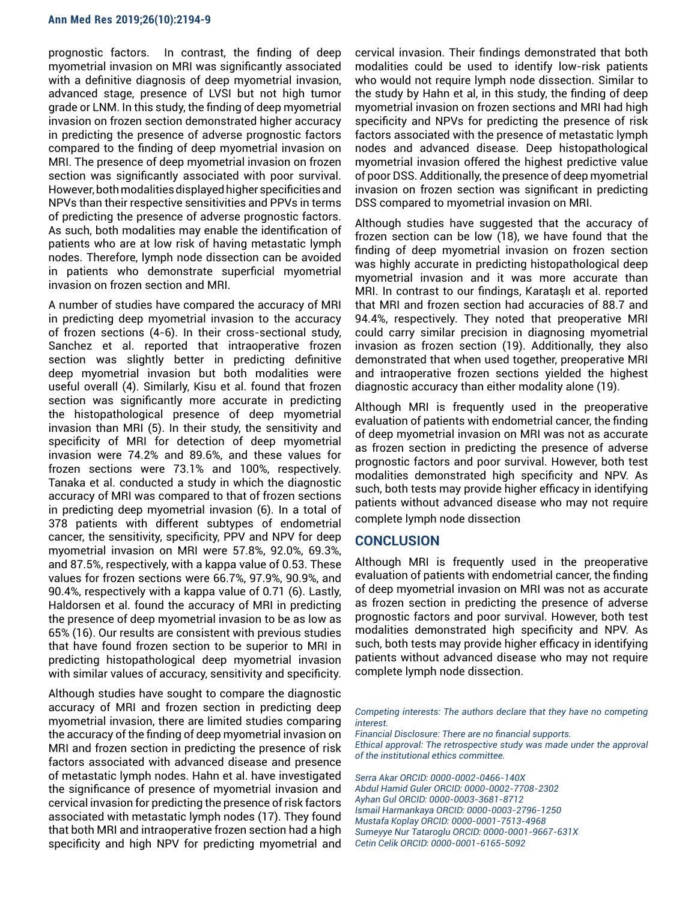prognostic factors. In contrast, the finding of deep myometrial invasion on MRI was significantly associated with a definitive diagnosis of deep myometrial invasion, advanced stage, presence of LVSI but not high tumor grade or LNM. In this study, the finding of deep myometrial invasion on frozen section demonstrated higher accuracy in predicting the presence of adverse prognostic factors compared to the finding of deep myometrial invasion on MRI. The presence of deep myometrial invasion on frozen section was significantly associated with poor survival. However, both modalities displayed higher specificities and NPVs than their respective sensitivities and PPVs in terms of predicting the presence of adverse prognostic factors. As such, both modalities may enable the identification of patients who are at low risk of having metastatic lymph nodes. Therefore, lymph node dissection can be avoided in patients who demonstrate superficial myometrial invasion on frozen section and MRI.

A number of studies have compared the accuracy of MRI in predicting deep myometrial invasion to the accuracy of frozen sections (4-6). In their cross-sectional study, Sanchez et al. reported that intraoperative frozen section was slightly better in predicting definitive deep myometrial invasion but both modalities were useful overall (4). Similarly, Kisu et al. found that frozen section was significantly more accurate in predicting the histopathological presence of deep myometrial invasion than MRI (5). In their study, the sensitivity and specificity of MRI for detection of deep myometrial invasion were 74.2% and 89.6%, and these values for frozen sections were 73.1% and 100%, respectively. Tanaka et al. conducted a study in which the diagnostic accuracy of MRI was compared to that of frozen sections in predicting deep myometrial invasion (6). In a total of 378 patients with different subtypes of endometrial cancer, the sensitivity, specificity, PPV and NPV for deep myometrial invasion on MRI were 57.8%, 92.0%, 69.3%, and 87.5%, respectively, with a kappa value of 0.53. These values for frozen sections were 66.7%, 97.9%, 90.9%, and 90.4%, respectively with a kappa value of 0.71 (6). Lastly, Haldorsen et al. found the accuracy of MRI in predicting the presence of deep myometrial invasion to be as low as 65% (16). Our results are consistent with previous studies that have found frozen section to be superior to MRI in predicting histopathological deep myometrial invasion with similar values of accuracy, sensitivity and specificity.

Although studies have sought to compare the diagnostic accuracy of MRI and frozen section in predicting deep myometrial invasion, there are limited studies comparing the accuracy of the finding of deep myometrial invasion on MRI and frozen section in predicting the presence of risk factors associated with advanced disease and presence of metastatic lymph nodes. Hahn et al. have investigated the significance of presence of myometrial invasion and cervical invasion for predicting the presence of risk factors associated with metastatic lymph nodes (17). They found that both MRI and intraoperative frozen section had a high specificity and high NPV for predicting myometrial and cervical invasion. Their findings demonstrated that both modalities could be used to identify low-risk patients who would not require lymph node dissection. Similar to the study by Hahn et al, in this study, the finding of deep myometrial invasion on frozen sections and MRI had high specificity and NPVs for predicting the presence of risk factors associated with the presence of metastatic lymph nodes and advanced disease. Deep histopathological myometrial invasion offered the highest predictive value of poor DSS. Additionally, the presence of deep myometrial invasion on frozen section was significant in predicting DSS compared to myometrial invasion on MRI.

Although studies have suggested that the accuracy of frozen section can be low (18), we have found that the finding of deep myometrial invasion on frozen section was highly accurate in predicting histopathological deep myometrial invasion and it was more accurate than MRI. In contrast to our findings, Karataşlı et al. reported that MRI and frozen section had accuracies of 88.7 and 94.4%, respectively. They noted that preoperative MRI could carry similar precision in diagnosing myometrial invasion as frozen section (19). Additionally, they also demonstrated that when used together, preoperative MRI and intraoperative frozen sections yielded the highest diagnostic accuracy than either modality alone (19).

Although MRI is frequently used in the preoperative evaluation of patients with endometrial cancer, the finding of deep myometrial invasion on MRI was not as accurate as frozen section in predicting the presence of adverse prognostic factors and poor survival. However, both test modalities demonstrated high specificity and NPV. As such, both tests may provide higher efficacy in identifying patients without advanced disease who may not require complete lymph node dissection

## CONCLUSION

Although MRI is frequently used in the preoperative evaluation of patients with endometrial cancer, the finding of deep myometrial invasion on MRI was not as accurate as frozen section in predicting the presence of adverse prognostic factors and poor survival. However, both test modalities demonstrated high specificity and NPV. As such, both tests may provide higher efficacy in identifying patients without advanced disease who may not require complete lymph node dissection.

*Competing interests: The authors declare that they have no competing interest.*
*Financial Disclosure: There are no financial supports.*
*Ethical approval: The retrospective study was made under the approval of the institutional ethics committee.*

*Serra Akar ORCID: 0000-0002-0466-140X*
*Abdul Hamid Guler ORCID: 0000-0002-7708-2302*
*Ayhan Gul ORCID: 0000-0003-3681-8712*
*Ismail Harmankaya ORCID: 0000-0003-2796-1250*
*Mustafa Koplay ORCID: 0000-0001-7513-4968*
*Sumeyye Nur Tataroglu ORCID: 0000-0001-9667-631X*
*Cetin Celik ORCID: 0000-0001-6165-5092*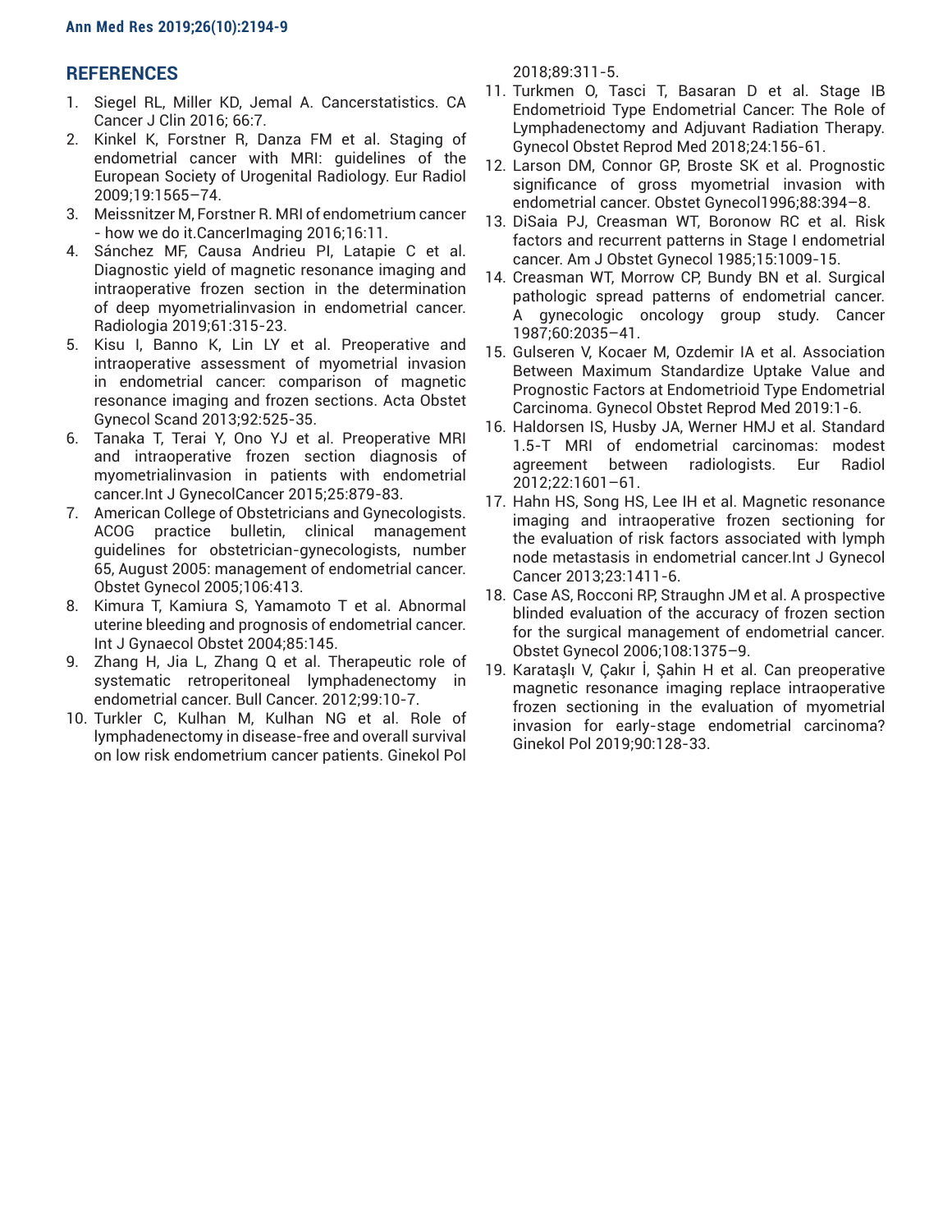## REFERENCES

1. Siegel RL, Miller KD, Jemal A. Cancerstatistics. CA Cancer J Clin 2016; 66:7.
2. Kinkel K, Forstner R, Danza FM et al. Staging of endometrial cancer with MRI: guidelines of the European Society of Urogenital Radiology. Eur Radiol 2009;19:1565–74.
3. Meissnitzer M, Forstner R. MRI of endometrium cancer - how we do it.CancerImaging 2016;16:11.
4. Sánchez MF, Causa Andrieu PI, Latapie C et al. Diagnostic yield of magnetic resonance imaging and intraoperative frozen section in the determination of deep myometrialinvasion in endometrial cancer. Radiologia 2019;61:315-23.
5. Kisu I, Banno K, Lin LY et al. Preoperative and intraoperative assessment of myometrial invasion in endometrial cancer: comparison of magnetic resonance imaging and frozen sections. Acta Obstet Gynecol Scand 2013;92:525-35.
6. Tanaka T, Terai Y, Ono YJ et al. Preoperative MRI and intraoperative frozen section diagnosis of myometrialinvasion in patients with endometrial cancer.Int J GynecolCancer 2015;25:879-83.
7. American College of Obstetricians and Gynecologists. ACOG practice bulletin, clinical management guidelines for obstetrician-gynecologists, number 65, August 2005: management of endometrial cancer. Obstet Gynecol 2005;106:413.
8. Kimura T, Kamiura S, Yamamoto T et al. Abnormal uterine bleeding and prognosis of endometrial cancer. Int J Gynaecol Obstet 2004;85:145.
9. Zhang H, Jia L, Zhang Q et al. Therapeutic role of systematic retroperitoneal lymphadenectomy in endometrial cancer. Bull Cancer. 2012;99:10-7.
10. Turkler C, Kulhan M, Kulhan NG et al. Role of lymphadenectomy in disease-free and overall survival on low risk endometrium cancer patients. Ginekol Pol 2018;89:311-5.
11. Turkmen O, Tasci T, Basaran D et al. Stage IB Endometrioid Type Endometrial Cancer: The Role of Lymphadenectomy and Adjuvant Radiation Therapy. Gynecol Obstet Reprod Med 2018;24:156-61.
12. Larson DM, Connor GP, Broste SK et al. Prognostic significance of gross myometrial invasion with endometrial cancer. Obstet Gynecol1996;88:394–8.
13. DiSaia PJ, Creasman WT, Boronow RC et al. Risk factors and recurrent patterns in Stage I endometrial cancer. Am J Obstet Gynecol 1985;15:1009-15.
14. Creasman WT, Morrow CP, Bundy BN et al. Surgical pathologic spread patterns of endometrial cancer. A gynecologic oncology group study. Cancer 1987;60:2035–41.
15. Gulseren V, Kocaer M, Ozdemir IA et al. Association Between Maximum Standardize Uptake Value and Prognostic Factors at Endometrioid Type Endometrial Carcinoma. Gynecol Obstet Reprod Med 2019:1-6.
16. Haldorsen IS, Husby JA, Werner HMJ et al. Standard 1.5-T MRI of endometrial carcinomas: modest agreement between radiologists. Eur Radiol 2012;22:1601–61.
17. Hahn HS, Song HS, Lee IH et al. Magnetic resonance imaging and intraoperative frozen sectioning for the evaluation of risk factors associated with lymph node metastasis in endometrial cancer.Int J Gynecol Cancer 2013;23:1411-6.
18. Case AS, Rocconi RP, Straughn JM et al. A prospective blinded evaluation of the accuracy of frozen section for the surgical management of endometrial cancer. Obstet Gynecol 2006;108:1375–9.
19. Karataşlı V, Çakır İ, Şahin H et al. Can preoperative magnetic resonance imaging replace intraoperative frozen sectioning in the evaluation of myometrial invasion for early-stage endometrial carcinoma? Ginekol Pol 2019;90:128-33.